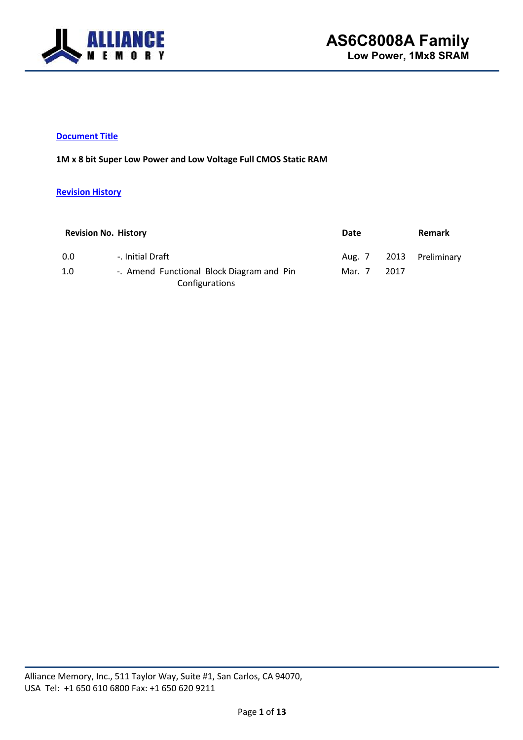**Document Title**

**1M x 8 bit Super Low Power and Low Voltage Full CMOS Static RAM**

**Revision History**

| Revision No. | History | Date | Remark |
|---|---|---|---|
| 0.0 | -. Initial Draft | Aug. 7 2013 | Preliminary |
| 1.0 | -. Amend Functional Block Diagram and Pin Configurations | Mar. 7 2017 | |

Alliance Memory, Inc., 511 Taylor Way, Suite #1, San Carlos, CA 94070, USA Tel: +1 650 610 6800 Fax: +1 650 620 9211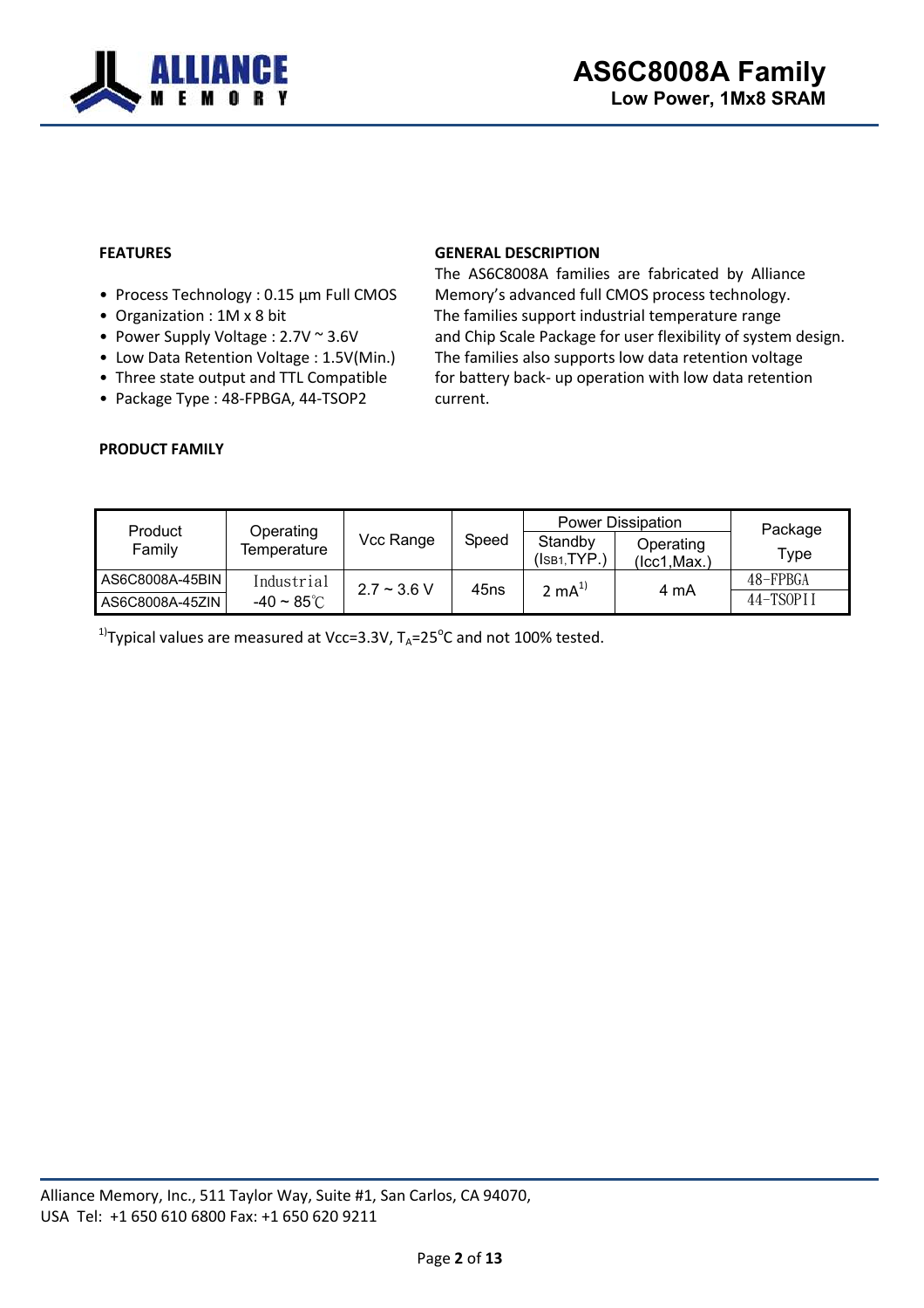### FEATURES

- Process Technology : 0.15 µm Full CMOS
- Organization : 1M x 8 bit
- Power Supply Voltage : 2.7V ~ 3.6V
- Low Data Retention Voltage : 1.5V(Min.)
- Three state output and TTL Compatible
- Package Type : 48-FPBGA, 44-TSOP2

### GENERAL DESCRIPTION

The AS6C8008A families are fabricated by Alliance Memory's advanced full CMOS process technology. The families support industrial temperature range and Chip Scale Package for user flexibility of system design. The families also supports low data retention voltage for battery back- up operation with low data retention current.

### PRODUCT FAMILY

| Product Family | Operating Temperature | Vcc Range | Speed | Power Dissipation | | Package Type |
|---|---|---|---|---|---|---|
| | | | | Standby ($I_{SB1}$,TYP.) | Operating ($I_{CC1}$,Max.) | |
| AS6C8008A-45BIN | Industrial -40 ~ 85℃ | 2.7 ~ 3.6 V | 45ns | 2 mA[1] | 4 mA | 48-FPBGA |
| AS6C8008A-45ZIN | | | | | | 44-TSOPII |

[1]Typical values are measured at Vcc=3.3V, $T_A$=25°C and not 100% tested.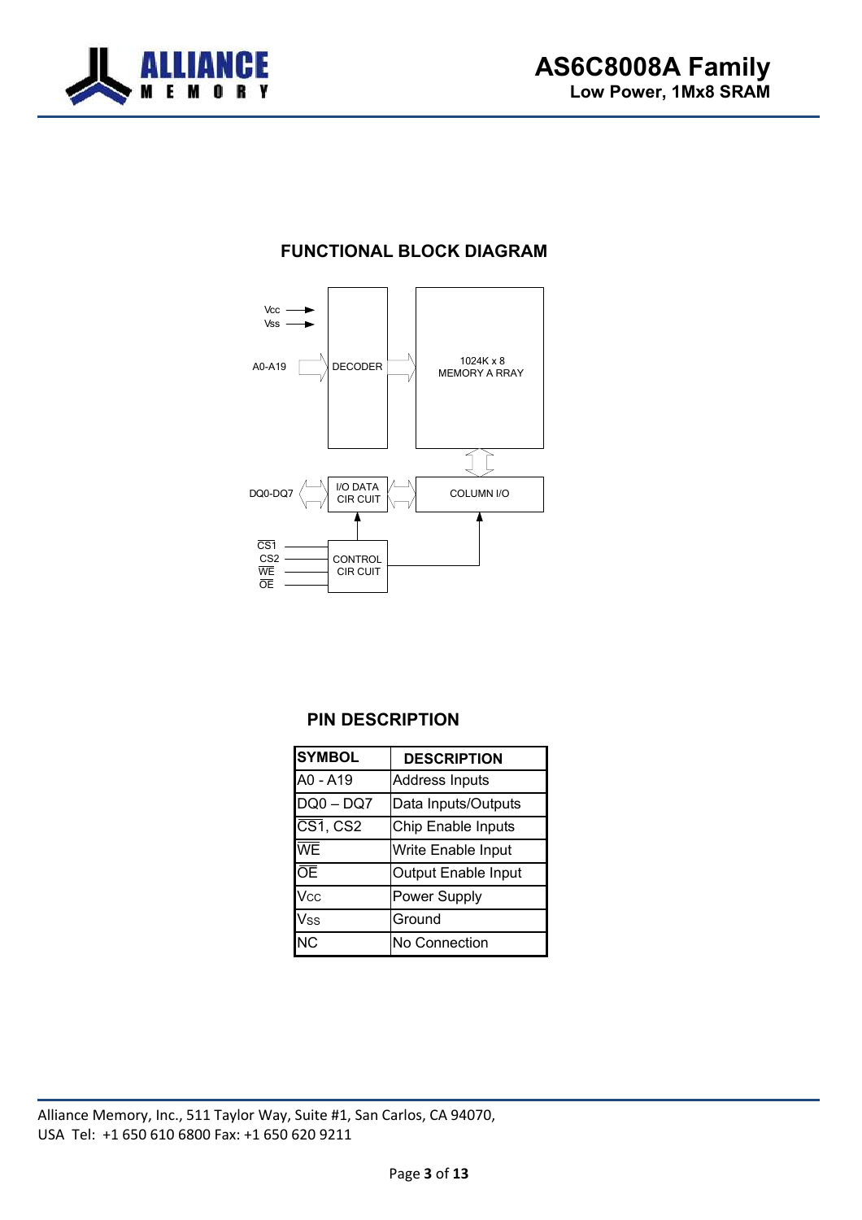## FUNCTIONAL BLOCK DIAGRAM

Vcc
Vss
A0-A19
DECODER
1024K x 8
MEMORY A RRAY
DQ0-DQ7
I/O DATA
CIR CUIT
COLUMN I/O
$\overline{CS1}$
CS2
$\overline{WE}$
$\overline{OE}$
CONTROL
CIR CUIT

## PIN DESCRIPTION

| SYMBOL | DESCRIPTION |
|---|---|
| A0 - A19 | Address Inputs |
| DQ0 – DQ7 | Data Inputs/Outputs |
| $\overline{CS1}$, CS2 | Chip Enable Inputs |
| $\overline{WE}$ | Write Enable Input |
| $\overline{OE}$ | Output Enable Input |
| $V_{CC}$ | Power Supply |
| $V_{SS}$ | Ground |
| NC | No Connection |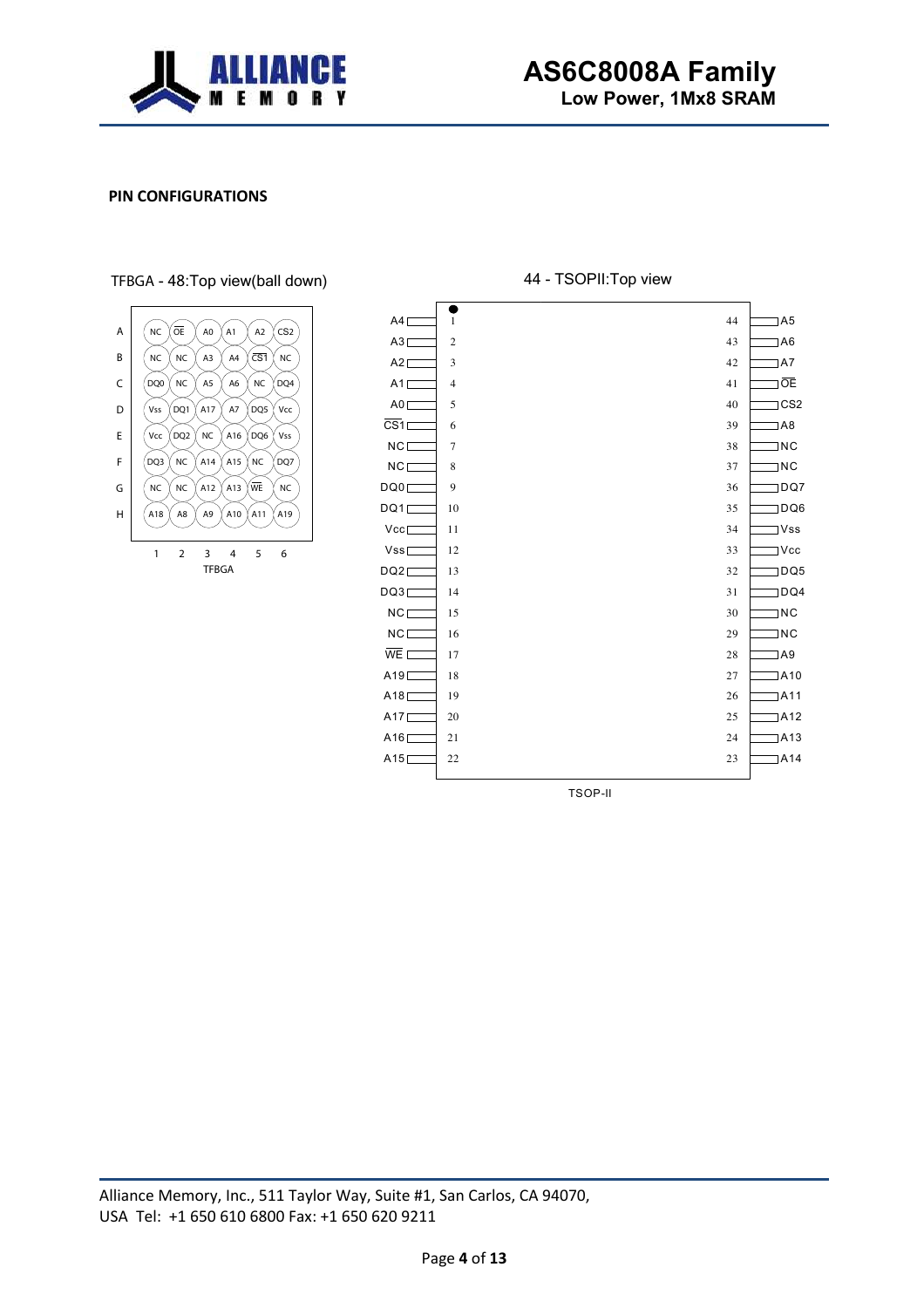## PIN CONFIGURATIONS

TFBGA - 48:Top view(ball down)

| | 1 | 2 | 3 | 4 | 5 | 6 |
|---|---|---|---|---|---|---|
| A | NC | $\overline{OE}$ | A0 | A1 | A2 | CS2 |
| B | NC | NC | A3 | A4 | $\overline{CS1}$ | NC |
| C | DQ0 | NC | A5 | A6 | NC | DQ4 |
| D | Vss | DQ1 | A17 | A7 | DQ5 | Vcc |
| E | Vcc | DQ2 | NC | A16 | DQ6 | Vss |
| F | DQ3 | NC | A14 | A15 | NC | DQ7 |
| G | NC | NC | A12 | A13 | $\overline{WE}$ | NC |
| H | A18 | A8 | A9 | A10 | A11 | A19 |

TFBGA

44 - TSOPII:Top view

| Pin Name | Pin | Pin | Pin Name |
|---|---|---|---|
| A4 | 1 | 44 | A5 |
| A3 | 2 | 43 | A6 |
| A2 | 3 | 42 | A7 |
| A1 | 4 | 41 | $\overline{OE}$ |
| A0 | 5 | 40 | CS2 |
| $\overline{CS1}$ | 6 | 39 | A8 |
| NC | 7 | 38 | NC |
| NC | 8 | 37 | NC |
| DQ0 | 9 | 36 | DQ7 |
| DQ1 | 10 | 35 | DQ6 |
| Vcc | 11 | 34 | Vss |
| Vss | 12 | 33 | Vcc |
| DQ2 | 13 | 32 | DQ5 |
| DQ3 | 14 | 31 | DQ4 |
| NC | 15 | 30 | NC |
| NC | 16 | 29 | NC |
| $\overline{WE}$ | 17 | 28 | A9 |
| A19 | 18 | 27 | A10 |
| A18 | 19 | 26 | A11 |
| A17 | 20 | 25 | A12 |
| A16 | 21 | 24 | A13 |
| A15 | 22 | 23 | A14 |

TSOP-II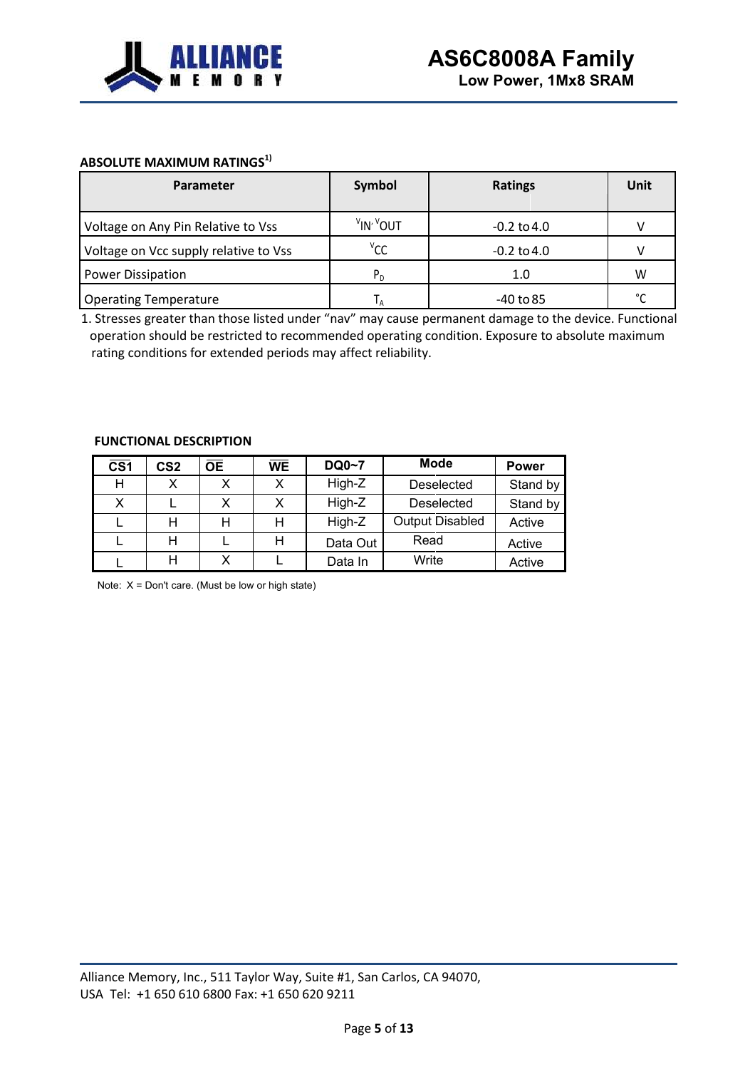### ABSOLUTE MAXIMUM RATINGS[1)]

| Parameter | Symbol | Ratings | Unit |
|---|---|---|---|
| Voltage on Any Pin Relative to Vss | $V_{IN}, V_{OUT}$ | -0.2 to 4.0 | V |
| Voltage on Vcc supply relative to Vss | $V_{CC}$ | -0.2 to 4.0 | V |
| Power Dissipation | $P_D$ | 1.0 | W |
| Operating Temperature | $T_A$ | -40 to 85 | °C |

1. Stresses greater than those listed under “nav” may cause permanent damage to the device. Functional operation should be restricted to recommended operating condition. Exposure to absolute maximum rating conditions for extended periods may affect reliability.

### FUNCTIONAL DESCRIPTION

| $\overline{CS1}$ | CS2 | $\overline{OE}$ | $\overline{WE}$ | DQ0~7 | Mode | Power |
|---|---|---|---|---|---|---|
| H | X | X | X | High-Z | Deselected | Stand by |
| X | L | X | X | High-Z | Deselected | Stand by |
| L | H | H | H | High-Z | Output Disabled | Active |
| L | H | L | H | Data Out | Read | Active |
| L | H | X | L | Data In | Write | Active |

Note: X = Don't care. (Must be low or high state)

Alliance Memory, Inc., 511 Taylor Way, Suite #1, San Carlos, CA 94070, USA Tel: +1 650 610 6800 Fax: +1 650 620 9211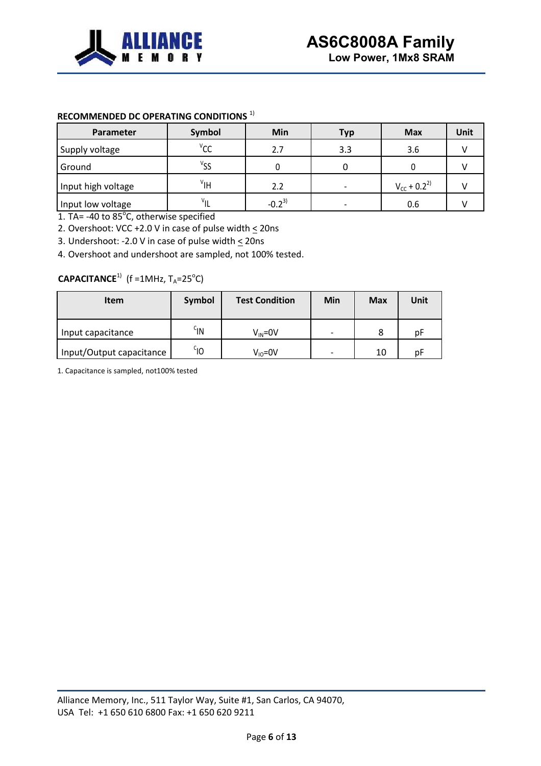**RECOMMENDED DC OPERATING CONDITIONS** [1)]

| Parameter | Symbol | Min | Typ | Max | Unit |
|---|---|---|---|---|---|
| Supply voltage | $V_{CC}$ | 2.7 | 3.3 | 3.6 | V |
| Ground | $V_{SS}$ | 0 | 0 | 0 | V |
| Input high voltage | $V_{IH}$ | 2.2 | - | $V_{CC}$ + 0.2[2)] | V |
| Input low voltage | $V_{IL}$ | -0.2[3)] | - | 0.6 | V |

1. TA= -40 to 85°C, otherwise specified
2. Overshoot: VCC +2.0 V in case of pulse width ≤ 20ns
3. Undershoot: -2.0 V in case of pulse width ≤ 20ns
4. Overshoot and undershoot are sampled, not 100% tested.

**CAPACITANCE**[1)] (f =1MHz, $T_A$=25°C)

| Item | Symbol | Test Condition | Min | Max | Unit |
|---|---|---|---|---|---|
| Input capacitance | $C_{IN}$ | $V_{IN}$=0V | - | 8 | pF |
| Input/Output capacitance | $C_{IO}$ | $V_{IO}$=0V | - | 10 | pF |

1. Capacitance is sampled, not100% tested

Alliance Memory, Inc., 511 Taylor Way, Suite #1, San Carlos, CA 94070, USA Tel: +1 650 610 6800 Fax: +1 650 620 9211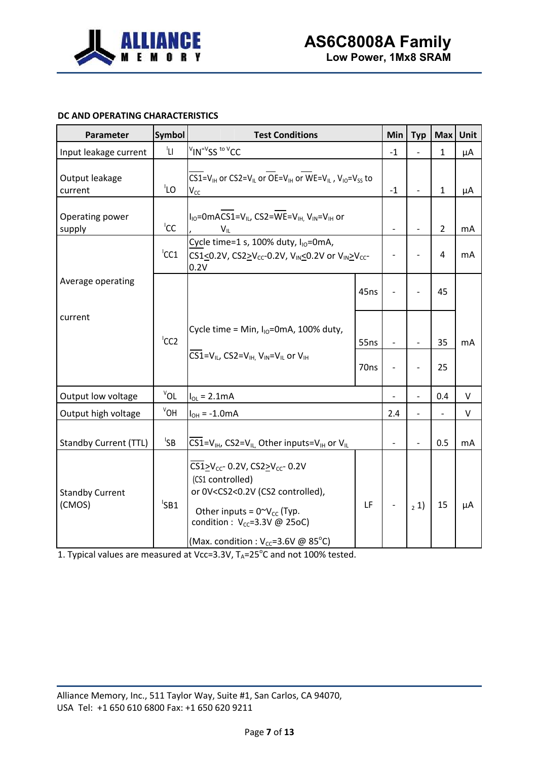### DC AND OPERATING CHARACTERISTICS

| Parameter | Symbol | Test Conditions | | Min | Typ | Max | Unit |
|---|---|---|---|---|---|---|---|
| Input leakage current | $I_{LI}$ | $V_{IN}=V_{SS}$ to $V_{CC}$ | | -1 | - | 1 | µA |
| Output leakage current | $I_{LO}$ | $\overline{CS1}=V_{IH}$ or $CS2=V_{IL}$ or $\overline{OE}=V_{IH}$ or $\overline{WE}=V_{IL}$ , $V_{IO}=V_{SS}$ to $V_{CC}$ | | -1 | - | 1 | µA |
| Operating power supply | $I_{CC}$ | $I_{IO}$=0mA, $\overline{CS1}=V_{IL}$, $CS2=\overline{WE}=V_{IH}$, $V_{IN}=V_{IH}$ or $V_{IL}$ | | - | - | 2 | mA |
| Average operating current | $I_{CC1}$ | Cycle time=1 s, 100% duty, $I_{IO}$=0mA, $CS1\leq0.2V$, $CS2\geq V_{CC}-0.2V$, $V_{IN}\leq0.2V$ or $V_{IN}\geq V_{CC}-0.2V$ | | - | - | 4 | mA |
| | $I_{CC2}$ | Cycle time = Min, $I_{IO}$=0mA, 100% duty, $\overline{CS1}=V_{IL}$, $CS2=V_{IH}$, $V_{IN}=V_{IL}$ or $V_{IH}$ | 45ns | - | - | 45 | mA |
| | | | 55ns | - | - | 35 | mA |
| | | | 70ns | - | - | 25 | mA |
| Output low voltage | $V_{OL}$ | $I_{OL}$ = 2.1mA | | - | - | 0.4 | V |
| Output high voltage | $V_{OH}$ | $I_{OH}$ = -1.0mA | | 2.4 | - | - | V |
| Standby Current (TTL) | $I_{SB}$ | $\overline{CS1}=V_{IH}$, $CS2=V_{IL}$, Other inputs=$V_{IH}$ or $V_{IL}$ | | - | - | 0.5 | mA |
| Standby Current (CMOS) | $I_{SB1}$ | $\overline{CS1}\geq V_{CC}-0.2V$, $CS2\geq V_{CC}-0.2V$ ($\overline{CS1}$ controlled) or 0V<CS2<0.2V (CS2 controlled), Other inputs = 0~$V_{CC}$ (Typ. condition : $V_{CC}$=3.3V @ 25oC) (Max. condition : $V_{CC}$=3.6V @ 85°C) | LF | - | 2 [1] | 15 | µA |

1. Typical values are measured at Vcc=3.3V, $T_A$=25°C and not 100% tested.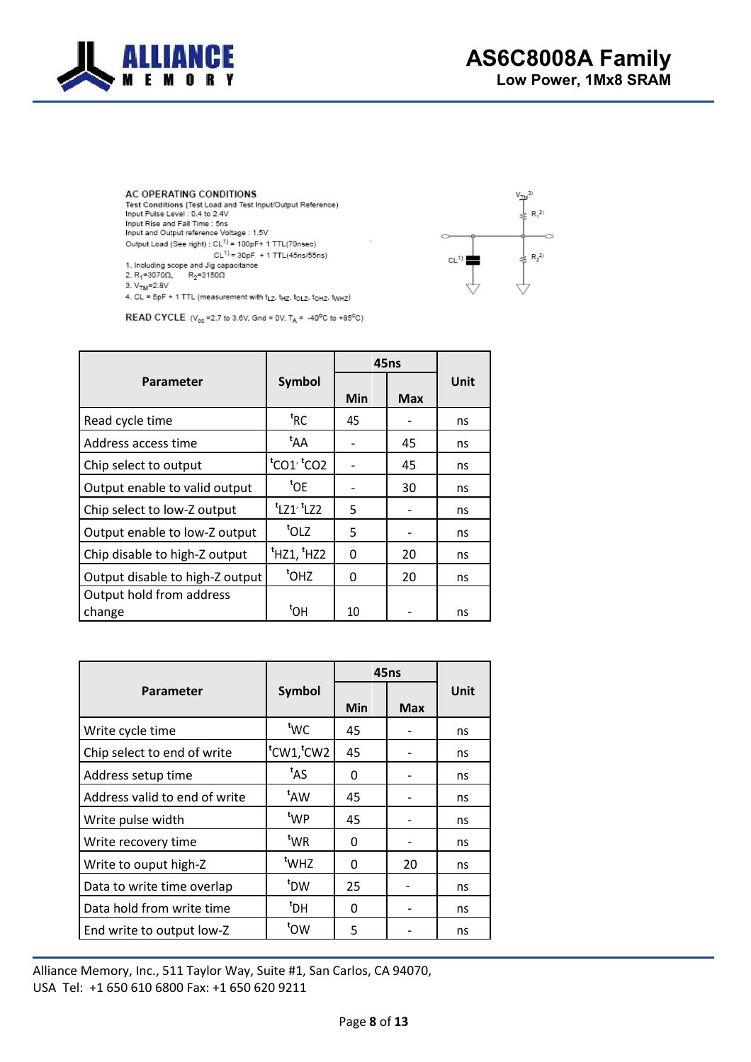AC OPERATING CONDITIONS

Test Conditions (Test Load and Test Input/Output Reference)

Input Pulse Level : 0.4 to 2.4V

Input Rise and Fall Time : 5ns

Input and Output reference Voltage : 1.5V

Output Load (See right) : CL[1] = 100pF+ 1 TTL(70nsec)

CL[1] = 30pF + 1 TTL(45ns/55ns)

1. Including scope and Jig capacitance
2. $R_1$=3070Ω, $R_2$=3150Ω
3. $V_{TM}$=2.8V
4. CL = 5pF + 1 TTL (measurement with $t_{LZ}$, $t_{HZ}$, $t_{OLZ}$, $t_{OHZ}$, $t_{WHZ}$)

READ CYCLE ($V_{cc}$ =2.7 to 3.6V, Gnd = 0V, $T_A$ = -40°C to +85°C)

| Parameter | Symbol | 45ns | | Unit |
|---|---|---|---|---|
| | | Min | Max | |
| Read cycle time | $^tRC$ | 45 | - | ns |
| Address access time | $^tAA$ | - | 45 | ns |
| Chip select to output | $^tCO1$, $^tCO2$ | - | 45 | ns |
| Output enable to valid output | $^tOE$ | - | 30 | ns |
| Chip select to low-Z output | $^tLZ1$, $^tLZ2$ | 5 | - | ns |
| Output enable to low-Z output | $^tOLZ$ | 5 | - | ns |
| Chip disable to high-Z output | $^tHZ1$, $^tHZ2$ | 0 | 20 | ns |
| Output disable to high-Z output | $^tOHZ$ | 0 | 20 | ns |
| Output hold from address change | $^tOH$ | 10 | - | ns |

| Parameter | Symbol | 45ns | | Unit |
|---|---|---|---|---|
| | | Min | Max | |
| Write cycle time | $^tWC$ | 45 | - | ns |
| Chip select to end of write | $^tCW1$, $^tCW2$ | 45 | - | ns |
| Address setup time | $^tAS$ | 0 | - | ns |
| Address valid to end of write | $^tAW$ | 45 | - | ns |
| Write pulse width | $^tWP$ | 45 | - | ns |
| Write recovery time | $^tWR$ | 0 | - | ns |
| Write to ouput high-Z | $^tWHZ$ | 0 | 20 | ns |
| Data to write time overlap | $^tDW$ | 25 | - | ns |
| Data hold from write time | $^tDH$ | 0 | - | ns |
| End write to output low-Z | $^tOW$ | 5 | - | ns |

Alliance Memory, Inc., 511 Taylor Way, Suite #1, San Carlos, CA 94070, USA Tel: +1 650 610 6800 Fax: +1 650 620 9211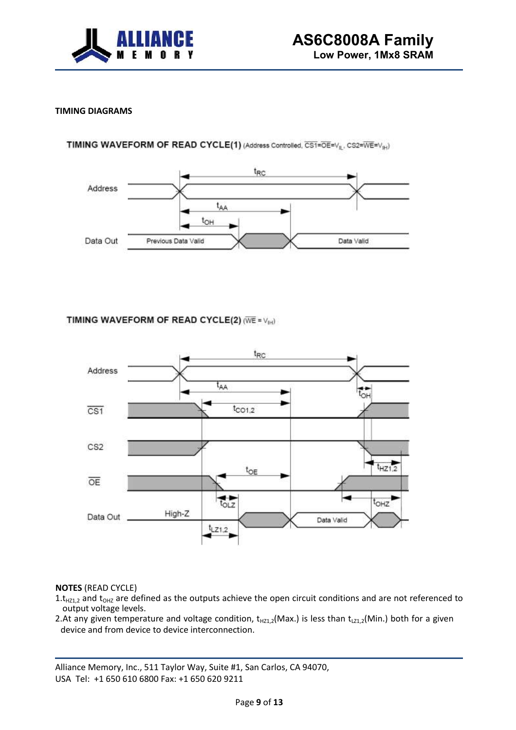**TIMING DIAGRAMS**

**TIMING WAVEFORM OF READ CYCLE(1)** (Address Controlled, $\overline{CS1}$=$\overline{OE}$=$V_{IL}$, CS2=$\overline{WE}$=$V_{IH}$)

**TIMING WAVEFORM OF READ CYCLE(2)** ($\overline{WE}$ = $V_{IH}$)

**NOTES** (READ CYCLE)

1. $t_{HZ1,2}$ and $t_{OHZ}$ are defined as the outputs achieve the open circuit conditions and are not referenced to output voltage levels.
2. At any given temperature and voltage condition, $t_{HZ1,2}$(Max.) is less than $t_{LZ1,2}$(Min.) both for a given device and from device to device interconnection.

Alliance Memory, Inc., 511 Taylor Way, Suite #1, San Carlos, CA 94070, USA Tel: +1 650 610 6800 Fax: +1 650 620 9211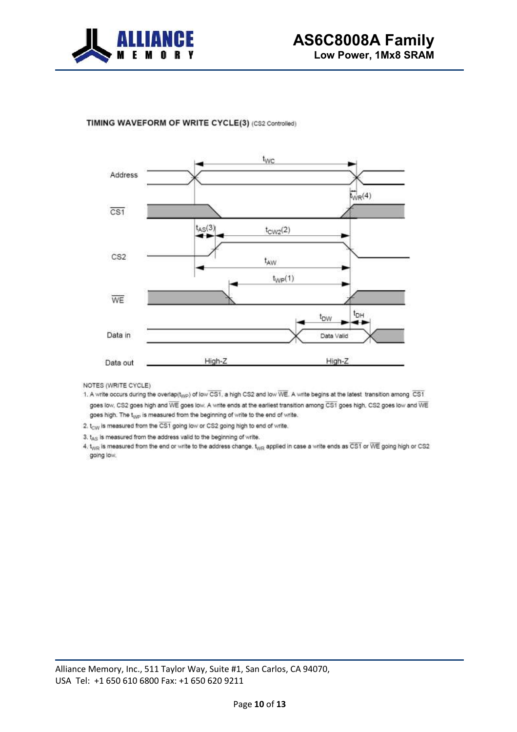**TIMING WAVEFORM OF WRITE CYCLE(3)** (CS2 Controlled)

NOTES (WRITE CYCLE)

1. A write occurs during the overlap($t_{WP}$) of low $\overline{CS1}$, a high CS2 and low $\overline{WE}$. A write begins at the latest transition among $\overline{CS1}$ goes low, CS2 goes high and $\overline{WE}$ goes low. A write ends at the earliest transition among $\overline{CS1}$ goes high, CS2 goes low and $\overline{WE}$ goes high. The $t_{WP}$ is measured from the beginning of write to the end of write.
2. $t_{CW}$ is measured from the $\overline{CS1}$ going low or CS2 going high to end of write.
3. $t_{AS}$ is measured from the address valid to the beginning of write.
4. $t_{WR}$ is measured from the end or write to the address change. $t_{WR}$ applied in case a write ends as $\overline{CS1}$ or $\overline{WE}$ going high or CS2 going low.

Alliance Memory, Inc., 511 Taylor Way, Suite #1, San Carlos, CA 94070,
USA Tel: +1 650 610 6800 Fax: +1 650 620 9211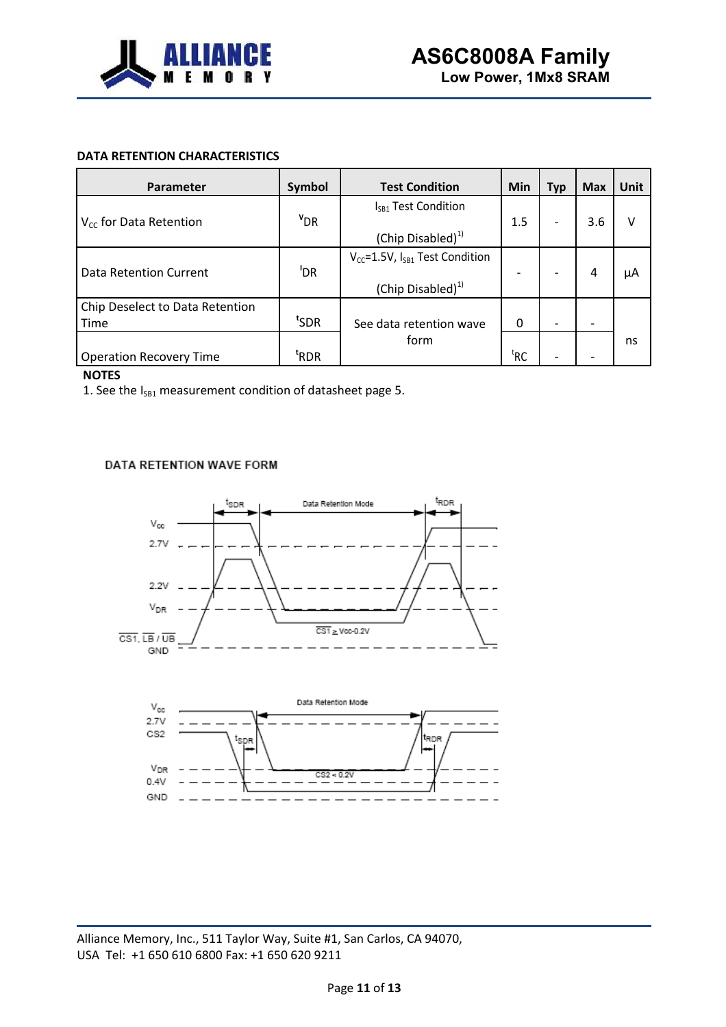**DATA RETENTION CHARACTERISTICS**

| Parameter | Symbol | Test Condition | Min | Typ | Max | Unit |
|---|---|---|---|---|---|---|
| $V_{CC}$ for Data Retention | $V_{DR}$ | $I_{SB1}$ Test Condition (Chip Disabled)[1] | 1.5 | - | 3.6 | V |
| Data Retention Current | $I_{DR}$ | $V_{CC}$=1.5V, $I_{SB1}$ Test Condition (Chip Disabled)[1] | - | - | 4 | μA |
| Chip Deselect to Data Retention Time | $t_{SDR}$ | See data retention wave form | 0 | - | - | ns |
| Operation Recovery Time | $t_{RDR}$ | See data retention wave form | $t_{RC}$ | - | - | ns |

**NOTES**

1. See the $I_{SB1}$ measurement condition of datasheet page 5.

DATA RETENTION WAVE FORM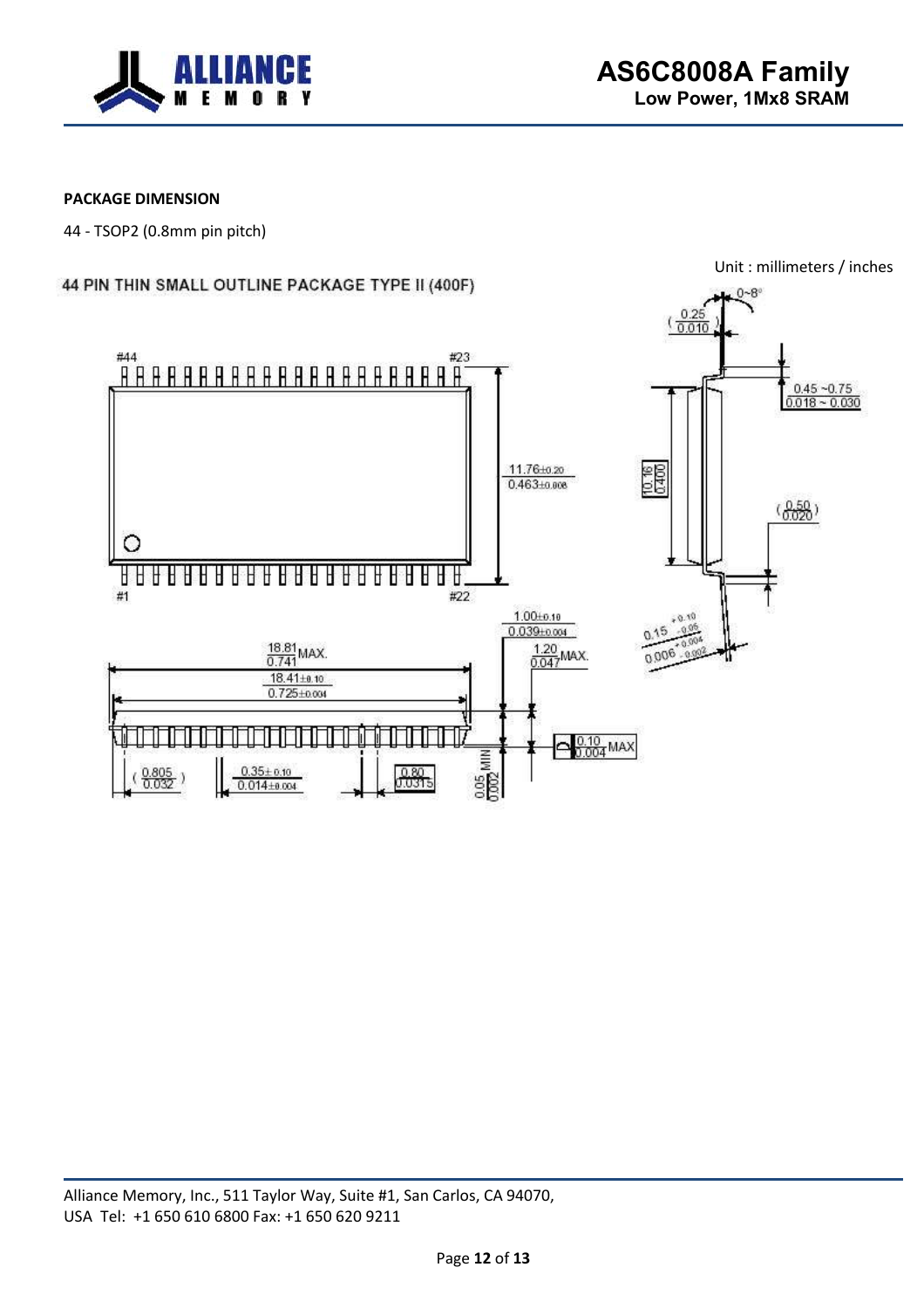**PACKAGE DIMENSION**

44 - TSOP2 (0.8mm pin pitch)

Unit : millimeters / inches

44 PIN THIN SMALL OUTLINE PACKAGE TYPE II (400F)

#44 #23

#1 #22

11.76±0.20 / 0.463±0.008

10.16 / 0.400

0.25 / 0.010

0~8°

0.45 ~0.75 / 0.018 ~ 0.030

0.50 / 0.020

0.15 +0.10/-0.05 / 0.006 +0.004/-0.002

1.00±0.10 / 0.039±0.004

1.20 / 0.047 MAX.

18.81 / 0.741 MAX.

18.41±0.10 / 0.725±0.004

0.10 / 0.004 MAX

0.805 / 0.032

0.35±0.10 / 0.014±0.004

0.80 / 0.0315

0.05 / 0.002 MIN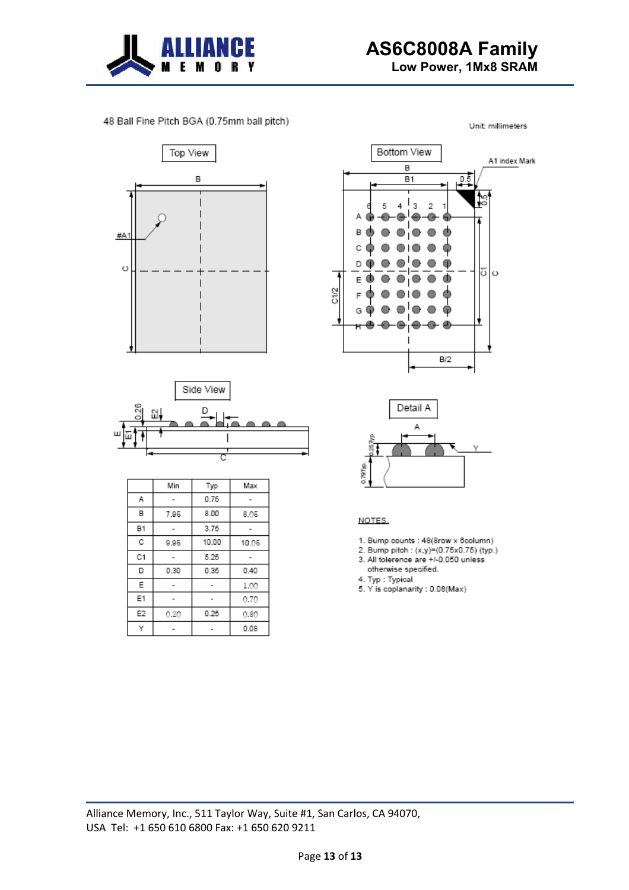48 Ball Fine Pitch BGA (0.75mm ball pitch)

Unit: millimeters

Top View

Bottom View

A1 index Mark

Side View

Detail A

| | Min | Typ | Max |
|---|---|---|---|
| A | - | 0.75 | - |
| B | 7.95 | 8.00 | 8.05 |
| B1 | - | 3.75 | - |
| C | 9.95 | 10.00 | 10.05 |
| C1 | - | 5.25 | - |
| D | 0.30 | 0.35 | 0.40 |
| E | - | - | 1.00 |
| E1 | - | - | 0.70 |
| E2 | 0.20 | 0.25 | 0.30 |
| Y | - | - | 0.08 |

NOTES.

1. Bump counts : 48(8row x 6column)
2. Bump pitch : (x,y)=(0.75x0.75) (typ.)
3. All tolerence are +/-0.050 unless otherwise specified.
4. Typ : Typical
5. Y is coplanarity : 0.08(Max)

Alliance Memory, Inc., 511 Taylor Way, Suite #1, San Carlos, CA 94070, USA Tel: +1 650 610 6800 Fax: +1 650 620 9211